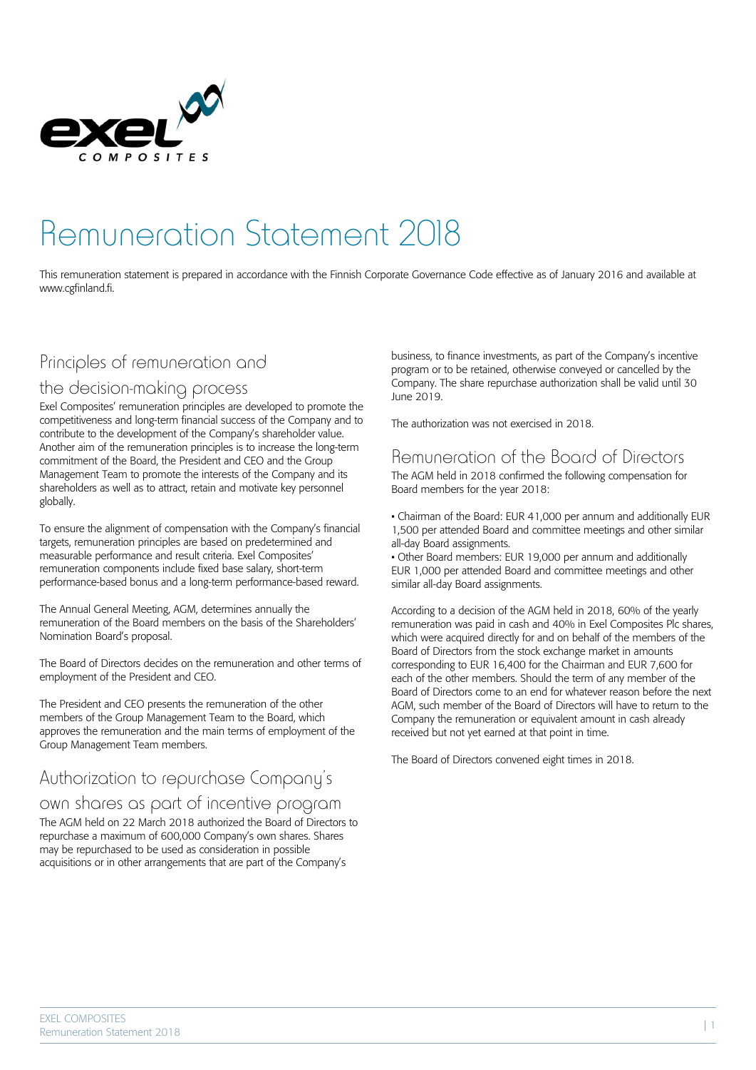# Remuneration Statement 2018

This remuneration statement is prepared in accordance with the Finnish Corporate Governance Code effective as of January 2016 and available at www.cgfinland.fi.

## Principles of remuneration and the decision-making process

Exel Composites' remuneration principles are developed to promote the competitiveness and long-term financial success of the Company and to contribute to the development of the Company's shareholder value. Another aim of the remuneration principles is to increase the long-term commitment of the Board, the President and CEO and the Group Management Team to promote the interests of the Company and its shareholders as well as to attract, retain and motivate key personnel globally.

To ensure the alignment of compensation with the Company's financial targets, remuneration principles are based on predetermined and measurable performance and result criteria. Exel Composites' remuneration components include fixed base salary, short-term performance-based bonus and a long-term performance-based reward.

The Annual General Meeting, AGM, determines annually the remuneration of the Board members on the basis of the Shareholders' Nomination Board's proposal.

The Board of Directors decides on the remuneration and other terms of employment of the President and CEO.

The President and CEO presents the remuneration of the other members of the Group Management Team to the Board, which approves the remuneration and the main terms of employment of the Group Management Team members.

## Authorization to repurchase Company's own shares as part of incentive program

The AGM held on 22 March 2018 authorized the Board of Directors to repurchase a maximum of 600,000 Company's own shares. Shares may be repurchased to be used as consideration in possible acquisitions or in other arrangements that are part of the Company's business, to finance investments, as part of the Company's incentive program or to be retained, otherwise conveyed or cancelled by the Company. The share repurchase authorization shall be valid until 30 June 2019.

The authorization was not exercised in 2018.

## Remuneration of the Board of Directors

The AGM held in 2018 confirmed the following compensation for Board members for the year 2018:

- Chairman of the Board: EUR 41,000 per annum and additionally EUR 1,500 per attended Board and committee meetings and other similar all-day Board assignments.
- Other Board members: EUR 19,000 per annum and additionally EUR 1,000 per attended Board and committee meetings and other similar all-day Board assignments.

According to a decision of the AGM held in 2018, 60% of the yearly remuneration was paid in cash and 40% in Exel Composites Plc shares, which were acquired directly for and on behalf of the members of the Board of Directors from the stock exchange market in amounts corresponding to EUR 16,400 for the Chairman and EUR 7,600 for each of the other members. Should the term of any member of the Board of Directors come to an end for whatever reason before the next AGM, such member of the Board of Directors will have to return to the Company the remuneration or equivalent amount in cash already received but not yet earned at that point in time.

The Board of Directors convened eight times in 2018.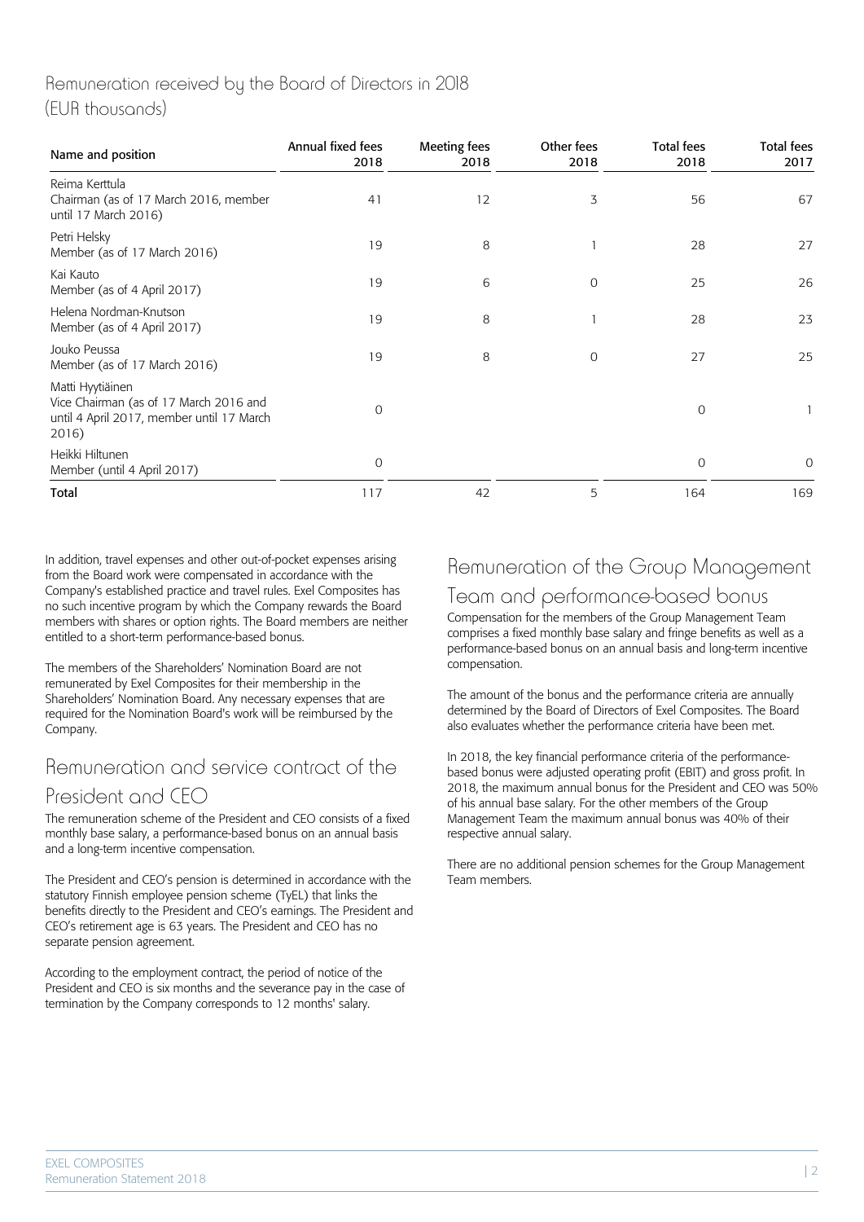## Remuneration received by the Board of Directors in 2018 (EUR thousands)

| Name and position | Annual fixed fees 2018 | Meeting fees 2018 | Other fees 2018 | Total fees 2018 | Total fees 2017 |
|---|---|---|---|---|---|
| Reima Kerttula<br>Chairman (as of 17 March 2016, member until 17 March 2016) | 41 | 12 | 3 | 56 | 67 |
| Petri Helsky<br>Member (as of 17 March 2016) | 19 | 8 | 1 | 28 | 27 |
| Kai Kauto<br>Member (as of 4 April 2017) | 19 | 6 | 0 | 25 | 26 |
| Helena Nordman-Knutson<br>Member (as of 4 April 2017) | 19 | 8 | 1 | 28 | 23 |
| Jouko Peussa<br>Member (as of 17 March 2016) | 19 | 8 | 0 | 27 | 25 |
| Matti Hyytiäinen<br>Vice Chairman (as of 17 March 2016 and until 4 April 2017, member until 17 March 2016) | 0 | | | 0 | 1 |
| Heikki Hiltunen<br>Member (until 4 April 2017) | 0 | | | 0 | 0 |
| **Total** | 117 | 42 | 5 | 164 | 169 |

In addition, travel expenses and other out-of-pocket expenses arising from the Board work were compensated in accordance with the Company's established practice and travel rules. Exel Composites has no such incentive program by which the Company rewards the Board members with shares or option rights. The Board members are neither entitled to a short-term performance-based bonus.

The members of the Shareholders' Nomination Board are not remunerated by Exel Composites for their membership in the Shareholders' Nomination Board. Any necessary expenses that are required for the Nomination Board's work will be reimbursed by the Company.

## Remuneration and service contract of the President and CEO

The remuneration scheme of the President and CEO consists of a fixed monthly base salary, a performance-based bonus on an annual basis and a long-term incentive compensation.

The President and CEO's pension is determined in accordance with the statutory Finnish employee pension scheme (TyEL) that links the benefits directly to the President and CEO's earnings. The President and CEO's retirement age is 63 years. The President and CEO has no separate pension agreement.

According to the employment contract, the period of notice of the President and CEO is six months and the severance pay in the case of termination by the Company corresponds to 12 months' salary.

## Remuneration of the Group Management Team and performance-based bonus

Compensation for the members of the Group Management Team comprises a fixed monthly base salary and fringe benefits as well as a performance-based bonus on an annual basis and long-term incentive compensation.

The amount of the bonus and the performance criteria are annually determined by the Board of Directors of Exel Composites. The Board also evaluates whether the performance criteria have been met.

In 2018, the key financial performance criteria of the performance-based bonus were adjusted operating profit (EBIT) and gross profit. In 2018, the maximum annual bonus for the President and CEO was 50% of his annual base salary. For the other members of the Group Management Team the maximum annual bonus was 40% of their respective annual salary.

There are no additional pension schemes for the Group Management Team members.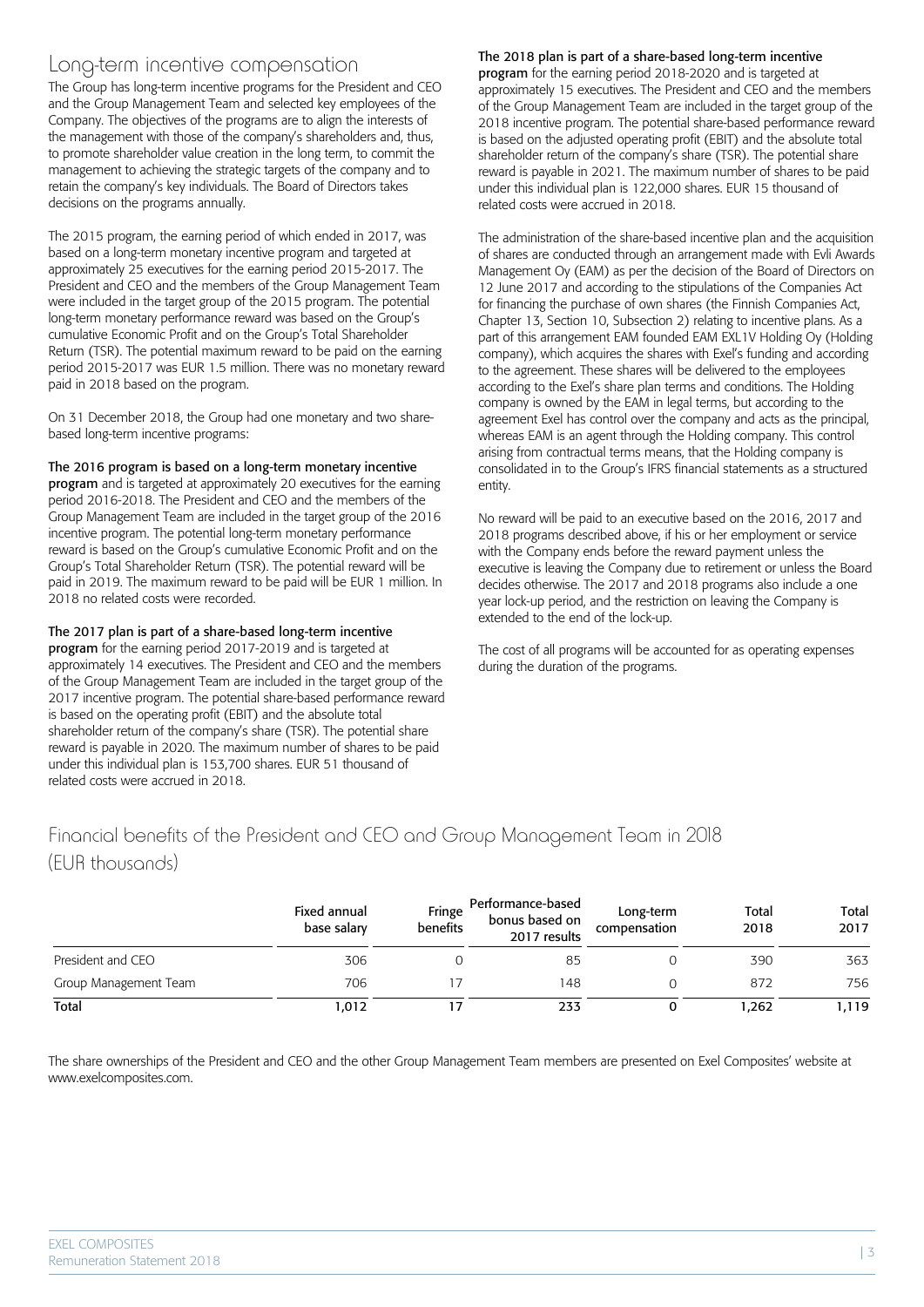## Long-term incentive compensation

The Group has long-term incentive programs for the President and CEO and the Group Management Team and selected key employees of the Company. The objectives of the programs are to align the interests of the management with those of the company's shareholders and, thus, to promote shareholder value creation in the long term, to commit the management to achieving the strategic targets of the company and to retain the company's key individuals. The Board of Directors takes decisions on the programs annually.

The 2015 program, the earning period of which ended in 2017, was based on a long-term monetary incentive program and targeted at approximately 25 executives for the earning period 2015-2017. The President and CEO and the members of the Group Management Team were included in the target group of the 2015 program. The potential long-term monetary performance reward was based on the Group's cumulative Economic Profit and on the Group's Total Shareholder Return (TSR). The potential maximum reward to be paid on the earning period 2015-2017 was EUR 1.5 million. There was no monetary reward paid in 2018 based on the program.

On 31 December 2018, the Group had one monetary and two share-based long-term incentive programs:

**The 2016 program is based on a long-term monetary incentive program** and is targeted at approximately 20 executives for the earning period 2016-2018. The President and CEO and the members of the Group Management Team are included in the target group of the 2016 incentive program. The potential long-term monetary performance reward is based on the Group's cumulative Economic Profit and on the Group's Total Shareholder Return (TSR). The potential reward will be paid in 2019. The maximum reward to be paid will be EUR 1 million. In 2018 no related costs were recorded.

**The 2017 plan is part of a share-based long-term incentive program** for the earning period 2017-2019 and is targeted at approximately 14 executives. The President and CEO and the members of the Group Management Team are included in the target group of the 2017 incentive program. The potential share-based performance reward is based on the operating profit (EBIT) and the absolute total shareholder return of the company's share (TSR). The potential share reward is payable in 2020. The maximum number of shares to be paid under this individual plan is 153,700 shares. EUR 51 thousand of related costs were accrued in 2018.

**The 2018 plan is part of a share-based long-term incentive program** for the earning period 2018-2020 and is targeted at approximately 15 executives. The President and CEO and the members of the Group Management Team are included in the target group of the 2018 incentive program. The potential share-based performance reward is based on the adjusted operating profit (EBIT) and the absolute total shareholder return of the company's share (TSR). The potential share reward is payable in 2021. The maximum number of shares to be paid under this individual plan is 122,000 shares. EUR 15 thousand of related costs were accrued in 2018.

The administration of the share-based incentive plan and the acquisition of shares are conducted through an arrangement made with Evli Awards Management Oy (EAM) as per the decision of the Board of Directors on 12 June 2017 and according to the stipulations of the Companies Act for financing the purchase of own shares (the Finnish Companies Act, Chapter 13, Section 10, Subsection 2) relating to incentive plans. As a part of this arrangement EAM founded EAM EXL1V Holding Oy (Holding company), which acquires the shares with Exel's funding and according to the agreement. These shares will be delivered to the employees according to the Exel's share plan terms and conditions. The Holding company is owned by the EAM in legal terms, but according to the agreement Exel has control over the company and acts as the principal, whereas EAM is an agent through the Holding company. This control arising from contractual terms means, that the Holding company is consolidated in to the Group's IFRS financial statements as a structured entity.

No reward will be paid to an executive based on the 2016, 2017 and 2018 programs described above, if his or her employment or service with the Company ends before the reward payment unless the executive is leaving the Company due to retirement or unless the Board decides otherwise. The 2017 and 2018 programs also include a one year lock-up period, and the restriction on leaving the Company is extended to the end of the lock-up.

The cost of all programs will be accounted for as operating expenses during the duration of the programs.

## Financial benefits of the President and CEO and Group Management Team in 2018 (EUR thousands)

| | Fixed annual base salary | Fringe benefits | Performance-based bonus based on 2017 results | Long-term compensation | Total 2018 | Total 2017 |
|---|---|---|---|---|---|---|
| President and CEO | 306 | 0 | 85 | 0 | 390 | 363 |
| Group Management Team | 706 | 17 | 148 | 0 | 872 | 756 |
| **Total** | **1,012** | **17** | **233** | **0** | **1,262** | **1,119** |

The share ownerships of the President and CEO and the other Group Management Team members are presented on Exel Composites' website at www.exelcomposites.com.